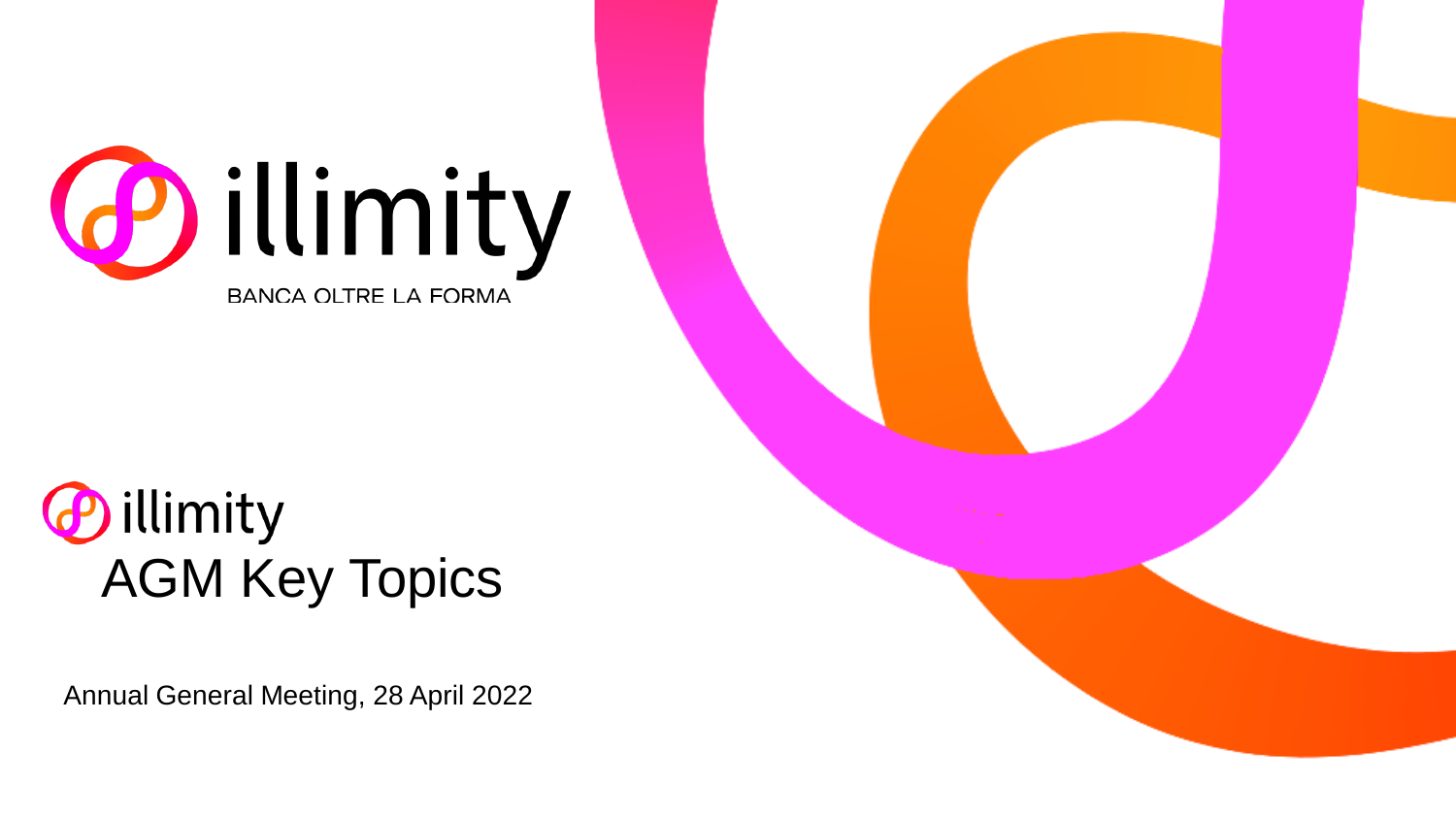illimity

BANCA OLTRE LA FORMA

# illimity AGM Key Topics

Annual General Meeting, 28 April 2022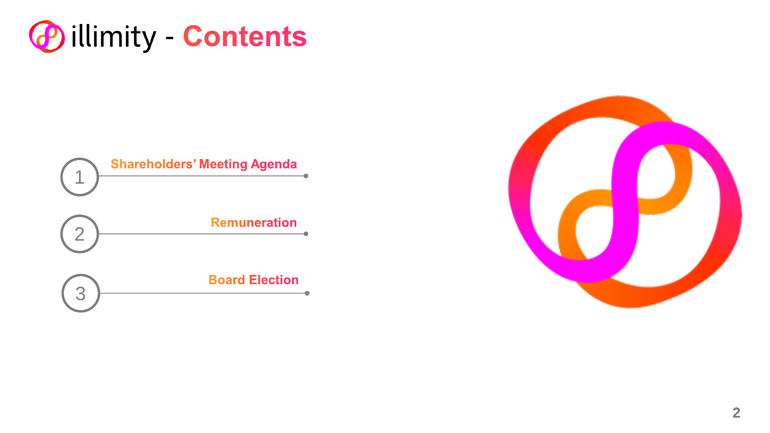# illimity - Contents

1. Shareholders’ Meeting Agenda
2. Remuneration
3. Board Election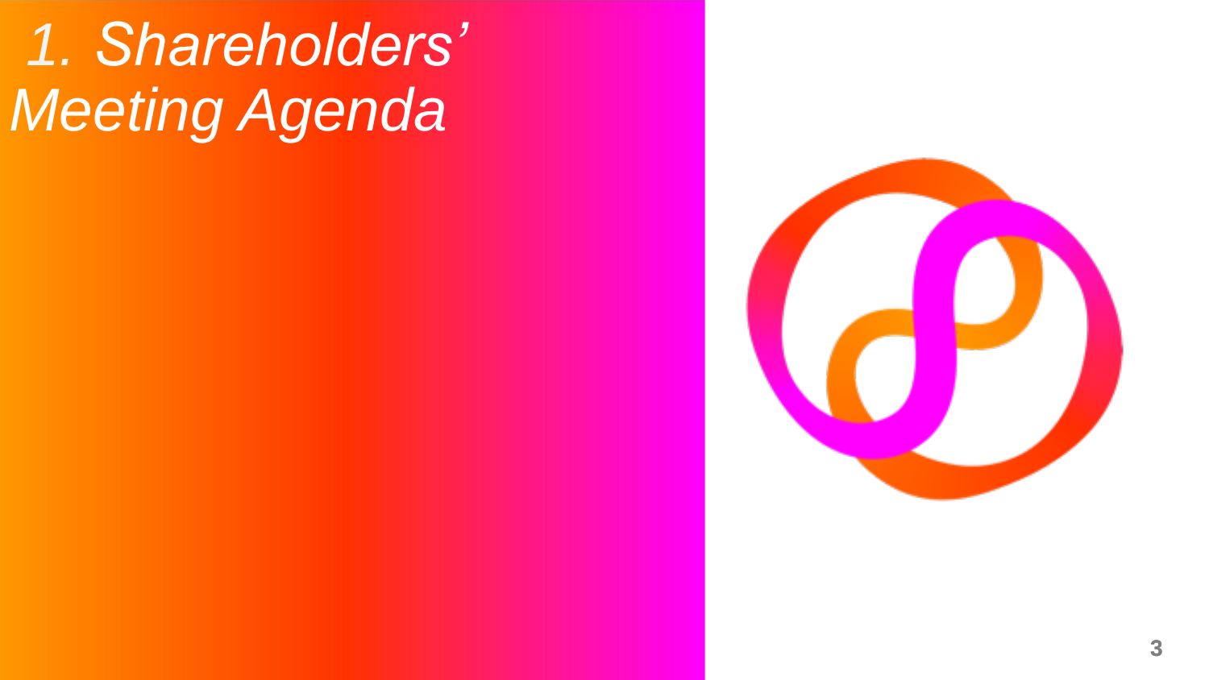# *1. Shareholders' Meeting Agenda*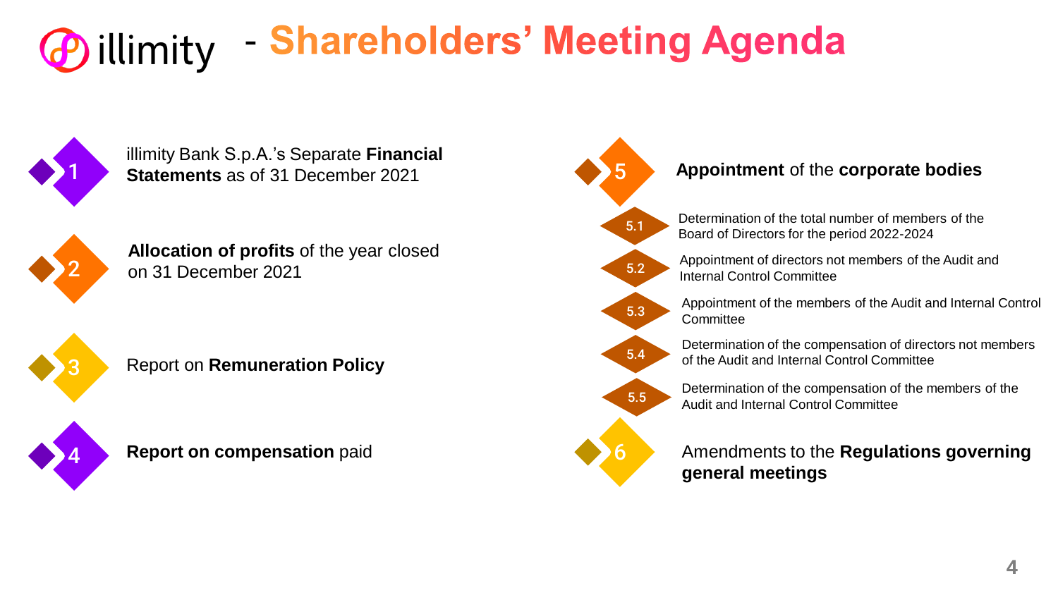# illimity - Shareholders' Meeting Agenda

1. illimity Bank S.p.A.'s Separate **Financial Statements** as of 31 December 2021

2. **Allocation of profits** of the year closed on 31 December 2021

3. Report on **Remuneration Policy**

4. **Report on compensation** paid

5. **Appointment** of the **corporate bodies**
   - 5.1 Determination of the total number of members of the Board of Directors for the period 2022-2024
   - 5.2 Appointment of directors not members of the Audit and Internal Control Committee
   - 5.3 Appointment of the members of the Audit and Internal Control Committee
   - 5.4 Determination of the compensation of directors not members of the Audit and Internal Control Committee
   - 5.5 Determination of the compensation of the members of the Audit and Internal Control Committee

6. Amendments to the **Regulations governing general meetings**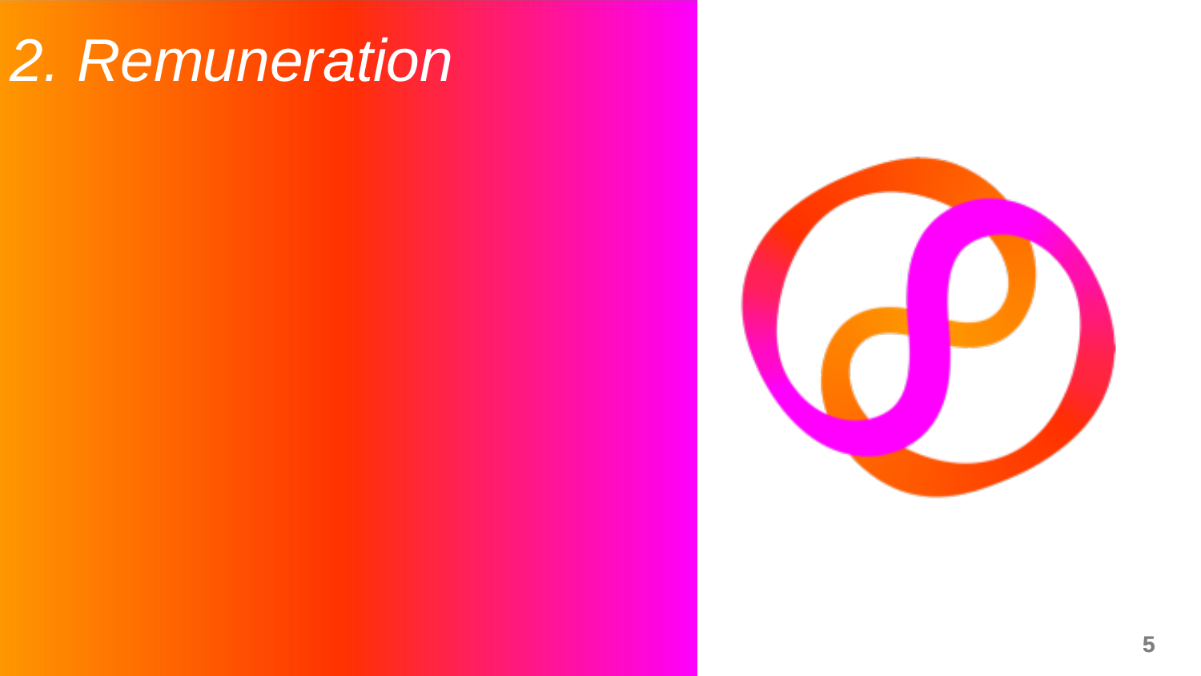# *2. Remuneration*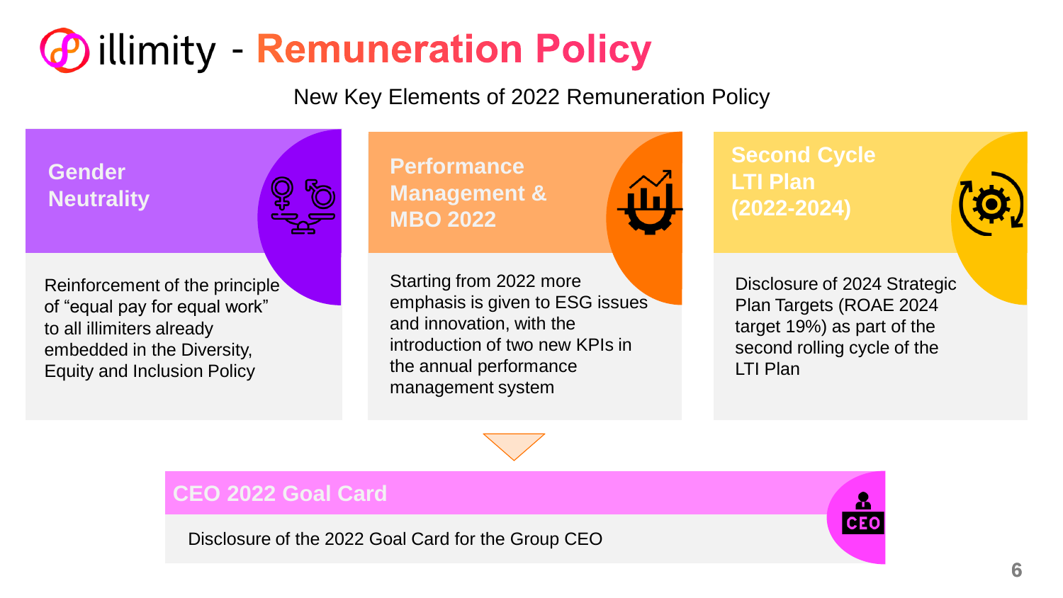# illimity - Remuneration Policy

New Key Elements of 2022 Remuneration Policy

## Gender Neutrality

Reinforcement of the principle of "equal pay for equal work" to all illimiters already embedded in the Diversity, Equity and Inclusion Policy

## Performance Management & MBO 2022

Starting from 2022 more emphasis is given to ESG issues and innovation, with the introduction of two new KPIs in the annual performance management system

## Second Cycle LTI Plan (2022-2024)

Disclosure of 2024 Strategic Plan Targets (ROAE 2024 target 19%) as part of the second rolling cycle of the LTI Plan

## CEO 2022 Goal Card

Disclosure of the 2022 Goal Card for the Group CEO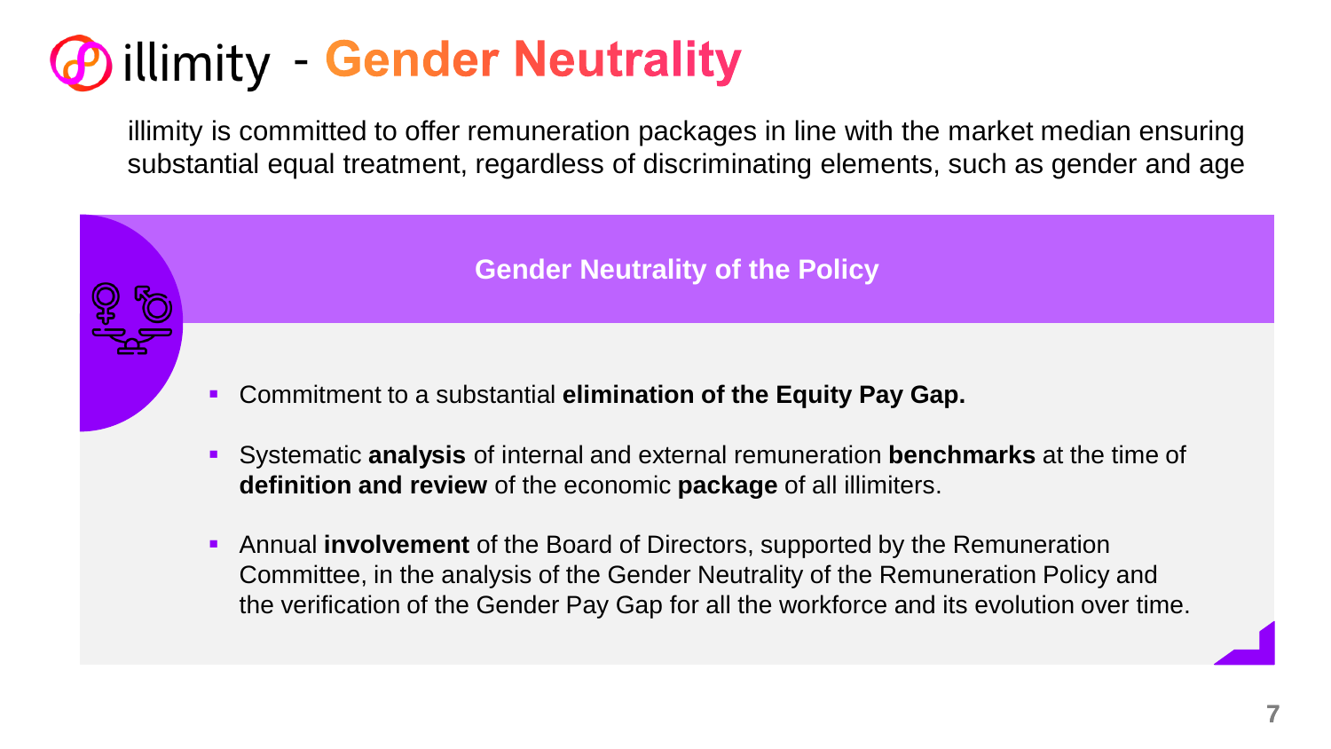# illimity - Gender Neutrality

illimity is committed to offer remuneration packages in line with the market median ensuring substantial equal treatment, regardless of discriminating elements, such as gender and age

## Gender Neutrality of the Policy

- Commitment to a substantial **elimination of the Equity Pay Gap.**
- Systematic **analysis** of internal and external remuneration **benchmarks** at the time of **definition and review** of the economic **package** of all illimiters.
- Annual **involvement** of the Board of Directors, supported by the Remuneration Committee, in the analysis of the Gender Neutrality of the Remuneration Policy and the verification of the Gender Pay Gap for all the workforce and its evolution over time.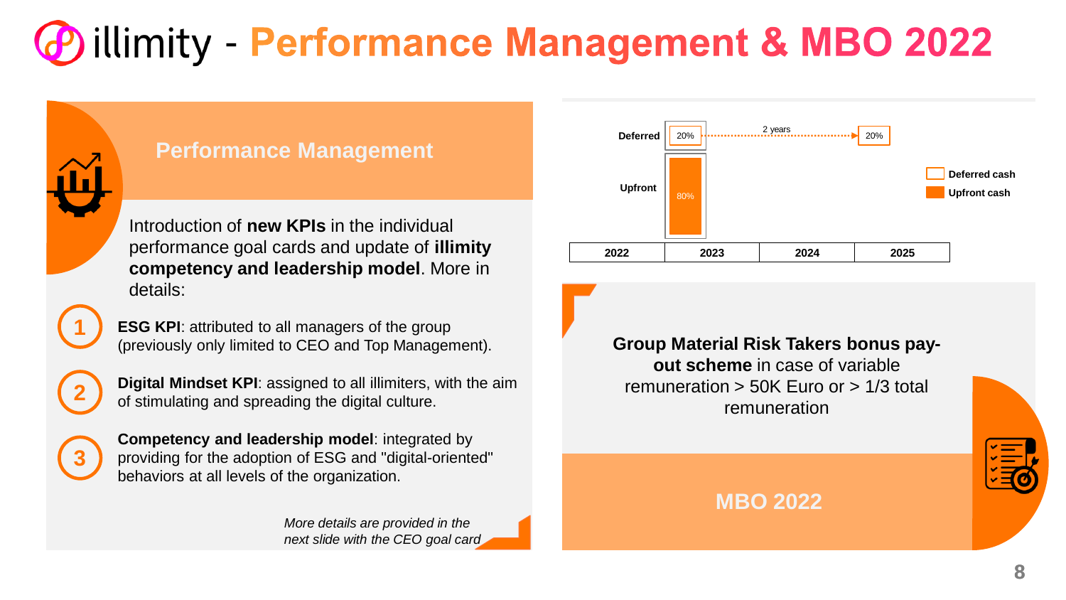# illimity - Performance Management & MBO 2022

## Performance Management

Introduction of **new KPIs** in the individual performance goal cards and update of **illimity competency and leadership model**. More in details:

1. **ESG KPI**: attributed to all managers of the group (previously only limited to CEO and Top Management).
2. **Digital Mindset KPI**: assigned to all illimiters, with the aim of stimulating and spreading the digital culture.
3. **Competency and leadership model**: integrated by providing for the adoption of ESG and "digital-oriented" behaviors at all levels of the organization.

*More details are provided in the next slide with the CEO goal card*

## MBO 2022

| | 2022 | 2023 | 2024 | 2025 |
|---|---|---|---|---|
| Deferred | | 20% (Deferred cash) | ← 2 years → | 20% (Deferred cash) |
| Upfront | | 80% (Upfront cash) | | |

**Group Material Risk Takers bonus pay-out scheme** in case of variable remuneration > 50K Euro or > 1/3 total remuneration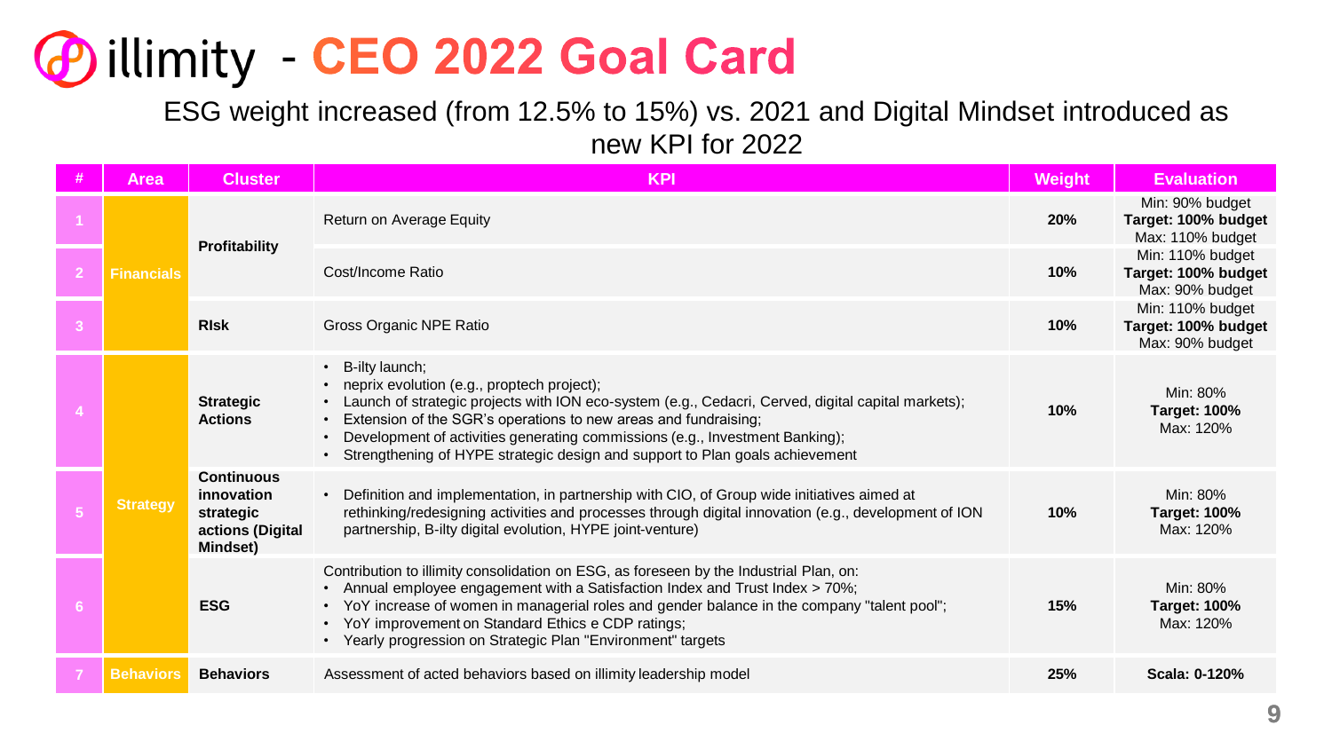# illimity - CEO 2022 Goal Card

ESG weight increased (from 12.5% to 15%) vs. 2021 and Digital Mindset introduced as new KPI for 2022

| # | Area | Cluster | KPI | Weight | Evaluation |
|---|---|---|---|---|---|
| 1 | Financials | Profitability | Return on Average Equity | 20% | Min: 90% budget<br>**Target: 100% budget**<br>Max: 110% budget |
| 2 | | | Cost/Income Ratio | 10% | Min: 110% budget<br>**Target: 100% budget**<br>Max: 90% budget |
| 3 | | RIsk | Gross Organic NPE Ratio | 10% | Min: 110% budget<br>**Target: 100% budget**<br>Max: 90% budget |
| 4 | Strategy | Strategic Actions | • B-ilty launch;<br>• neprix evolution (e.g., proptech project);<br>• Launch of strategic projects with ION eco-system (e.g., Cedacri, Cerved, digital capital markets);<br>• Extension of the SGR's operations to new areas and fundraising;<br>• Development of activities generating commissions (e.g., Investment Banking);<br>• Strengthening of HYPE strategic design and support to Plan goals achievement | 10% | Min: 80%<br>**Target: 100%**<br>Max: 120% |
| 5 | | Continuous innovation strategic actions (Digital Mindset) | • Definition and implementation, in partnership with CIO, of Group wide initiatives aimed at rethinking/redesigning activities and processes through digital innovation (e.g., development of ION partnership, B-ilty digital evolution, HYPE joint-venture) | 10% | Min: 80%<br>**Target: 100%**<br>Max: 120% |
| 6 | | ESG | Contribution to illimity consolidation on ESG, as foreseen by the Industrial Plan, on:<br>• Annual employee engagement with a Satisfaction Index and Trust Index > 70%;<br>• YoY increase of women in managerial roles and gender balance in the company "talent pool";<br>• YoY improvement on Standard Ethics e CDP ratings;<br>• Yearly progression on Strategic Plan "Environment" targets | 15% | Min: 80%<br>**Target: 100%**<br>Max: 120% |
| 7 | Behaviors | Behaviors | Assessment of acted behaviors based on illimity leadership model | 25% | **Scala: 0-120%** |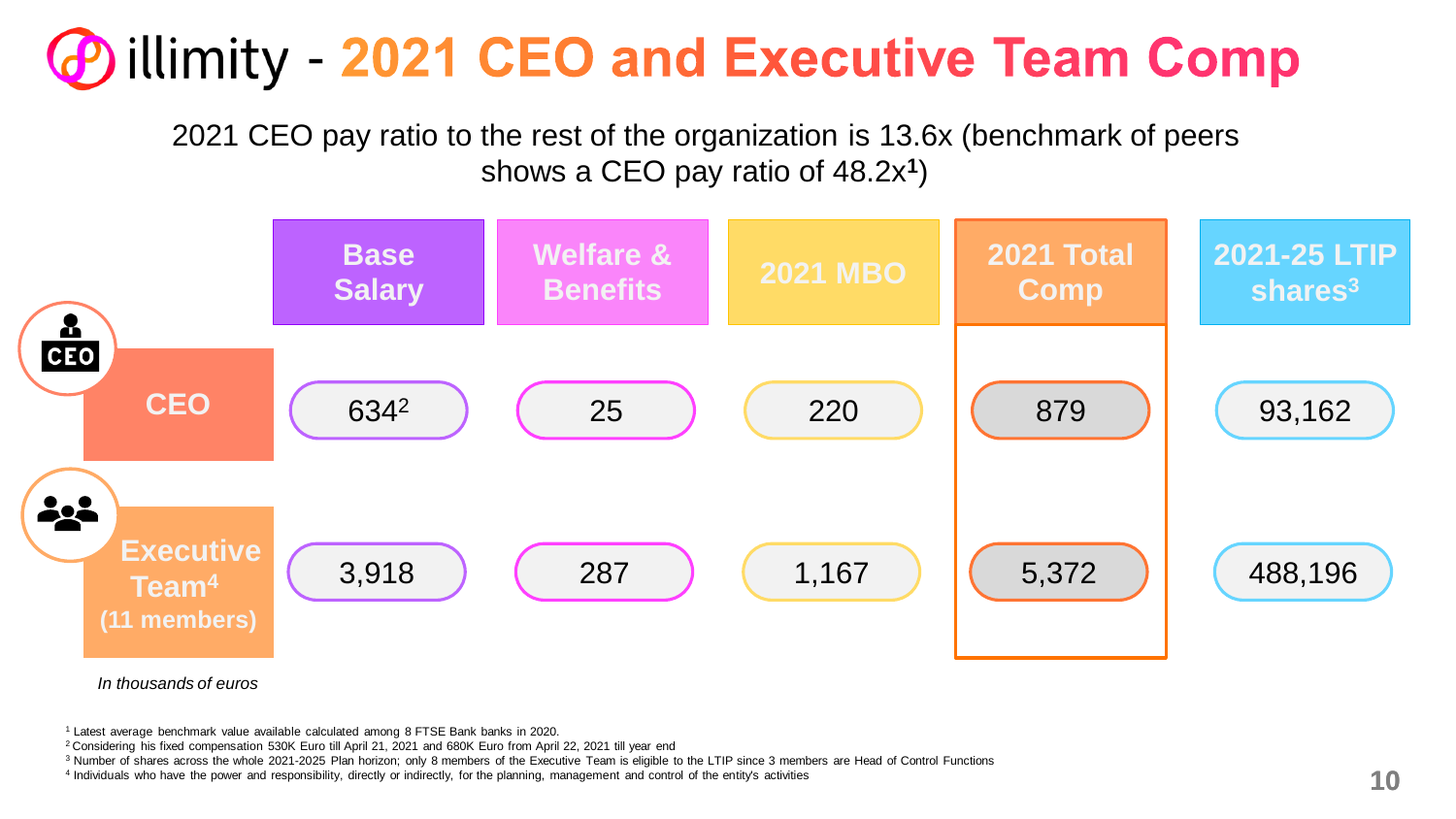# illimity - 2021 CEO and Executive Team Comp

2021 CEO pay ratio to the rest of the organization is 13.6x (benchmark of peers shows a CEO pay ratio of 48.2x[1])

| | Base Salary | Welfare & Benefits | 2021 MBO | 2021 Total Comp | 2021-25 LTIP shares[3] |
|---|---|---|---|---|---|
| CEO | 634[2] | 25 | 220 | 879 | 93,162 |
| Executive Team[4] (11 members) | 3,918 | 287 | 1,167 | 5,372 | 488,196 |

*In thousands of euros*

[1] Latest average benchmark value available calculated among 8 FTSE Bank banks in 2020.

[2] Considering his fixed compensation 530K Euro till April 21, 2021 and 680K Euro from April 22, 2021 till year end

[3] Number of shares across the whole 2021-2025 Plan horizon; only 8 members of the Executive Team is eligible to the LTIP since 3 members are Head of Control Functions

[4] Individuals who have the power and responsibility, directly or indirectly, for the planning, management and control of the entity's activities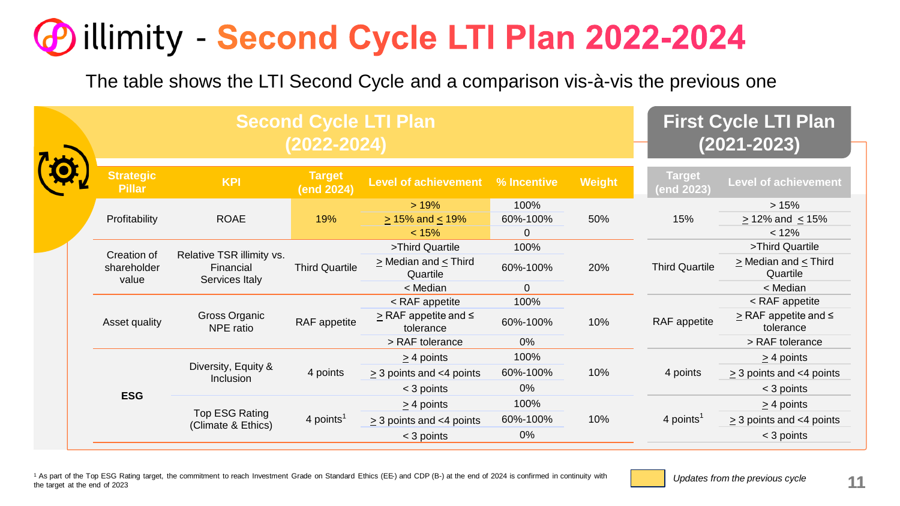# illimity - Second Cycle LTI Plan 2022-2024

The table shows the LTI Second Cycle and a comparison vis-à-vis the previous one

| Second Cycle LTI Plan (2022-2024) | | | | | | | First Cycle LTI Plan (2021-2023) | |
|---|---|---|---|---|---|---|---|---|
| **Strategic Pillar** | **KPI** | **Target (end 2024)** | **Level of achievement** | **% Incentive** | **Weight** | | **Target (end 2023)** | **Level of achievement** |
| Profitability | ROAE | 19% | > 19% | 100% | 50% | | 15% | > 15% |
| | | | ≥ 15% and ≤ 19% | 60%-100% | | | | ≥ 12% and ≤ 15% |
| | | | < 15% | 0 | | | | < 12% |
| Creation of shareholder value | Relative TSR illimity vs. Financial Services Italy | Third Quartile | >Third Quartile | 100% | 20% | | Third Quartile | >Third Quartile |
| | | | ≥ Median and ≤ Third Quartile | 60%-100% | | | | ≥ Median and ≤ Third Quartile |
| | | | < Median | 0 | | | | < Median |
| Asset quality | Gross Organic NPE ratio | RAF appetite | < RAF appetite | 100% | 10% | | RAF appetite | < RAF appetite |
| | | | ≥ RAF appetite and ≤ tolerance | 60%-100% | | | | ≥ RAF appetite and ≤ tolerance |
| | | | > RAF tolerance | 0% | | | | > RAF tolerance |
| **ESG** | Diversity, Equity & Inclusion | 4 points | ≥ 4 points | 100% | 10% | | 4 points | ≥ 4 points |
| | | | ≥ 3 points and <4 points | 60%-100% | | | | ≥ 3 points and <4 points |
| | | | < 3 points | 0% | | | | < 3 points |
| | Top ESG Rating (Climate & Ethics) | 4 points[1] | ≥ 4 points | 100% | 10% | | 4 points[1] | ≥ 4 points |
| | | | ≥ 3 points and <4 points | 60%-100% | | | | ≥ 3 points and <4 points |
| | | | < 3 points | 0% | | | | < 3 points |

[1] As part of the Top ESG Rating target, the commitment to reach Investment Grade on Standard Ethics (EE-) and CDP (B-) at the end of 2024 is confirmed in continuity with the target at the end of 2023

*Updates from the previous cycle*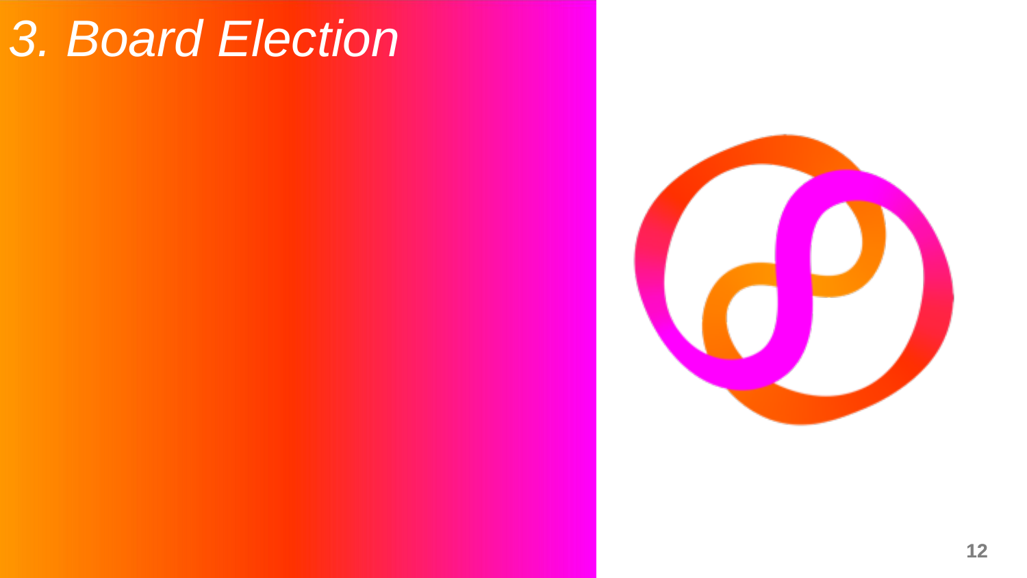# *3. Board Election*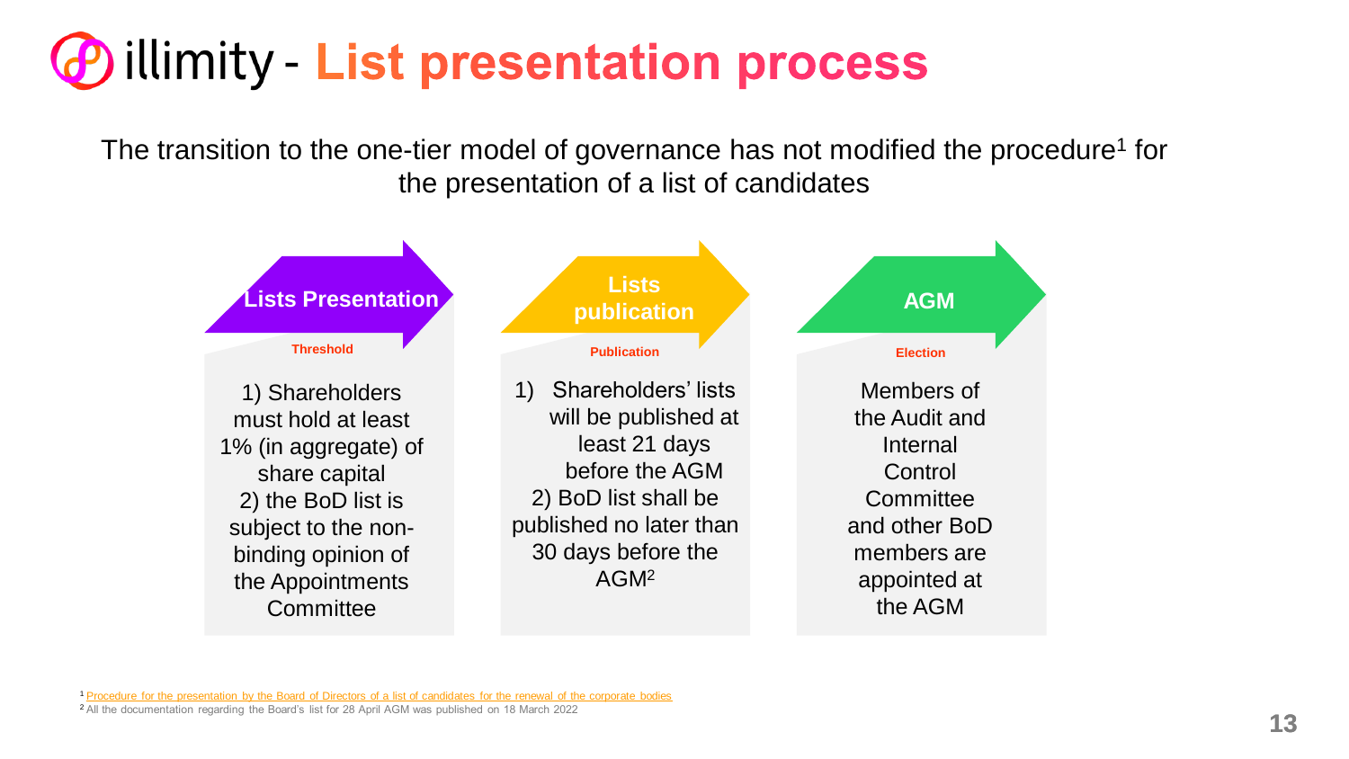# illimity - List presentation process

The transition to the one-tier model of governance has not modified the procedure[1] for the presentation of a list of candidates

## Lists Presentation

**Threshold**

1) Shareholders must hold at least 1% (in aggregate) of share capital
2) the BoD list is subject to the non-binding opinion of the Appointments Committee

## Lists publication

**Publication**

1) Shareholders' lists will be published at least 21 days before the AGM
2) BoD list shall be published no later than 30 days before the AGM[2]

## AGM

**Election**

Members of the Audit and Internal Control Committee and other BoD members are appointed at the AGM

[1] Procedure for the presentation by the Board of Directors of a list of candidates for the renewal of the corporate bodies

[2] All the documentation regarding the Board's list for 28 April AGM was published on 18 March 2022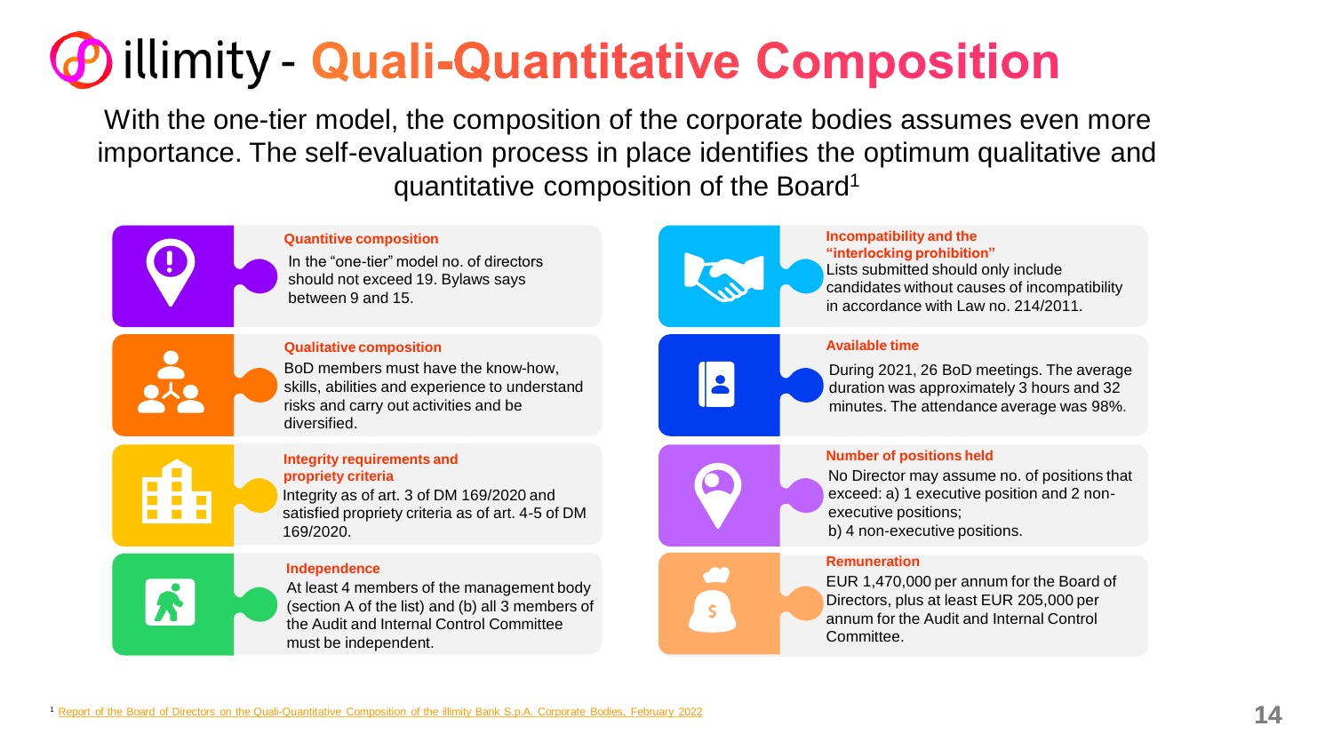# illimity - Quali-Quantitative Composition

With the one-tier model, the composition of the corporate bodies assumes even more importance. The self-evaluation process in place identifies the optimum qualitative and quantitative composition of the Board[1]

### Quantitive composition

In the "one-tier" model no. of directors should not exceed 19. Bylaws says between 9 and 15.

### Qualitative composition

BoD members must have the know-how, skills, abilities and experience to understand risks and carry out activities and be diversified.

### Integrity requirements and propriety criteria

Integrity as of art. 3 of DM 169/2020 and satisfied propriety criteria as of art. 4-5 of DM 169/2020.

### Independence

At least 4 members of the management body (section A of the list) and (b) all 3 members of the Audit and Internal Control Committee must be independent.

### Incompatibility and the "interlocking prohibition"

Lists submitted should only include candidates without causes of incompatibility in accordance with Law no. 214/2011.

### Available time

During 2021, 26 BoD meetings. The average duration was approximately 3 hours and 32 minutes. The attendance average was 98%.

### Number of positions held

No Director may assume no. of positions that exceed: a) 1 executive position and 2 non-executive positions;
b) 4 non-executive positions.

### Remuneration

EUR 1,470,000 per annum for the Board of Directors, plus at least EUR 205,000 per annum for the Audit and Internal Control Committee.

[1] Report of the Board of Directors on the Quali-Quantitative Composition of the illimity Bank S.p.A. Corporate Bodies, February 2022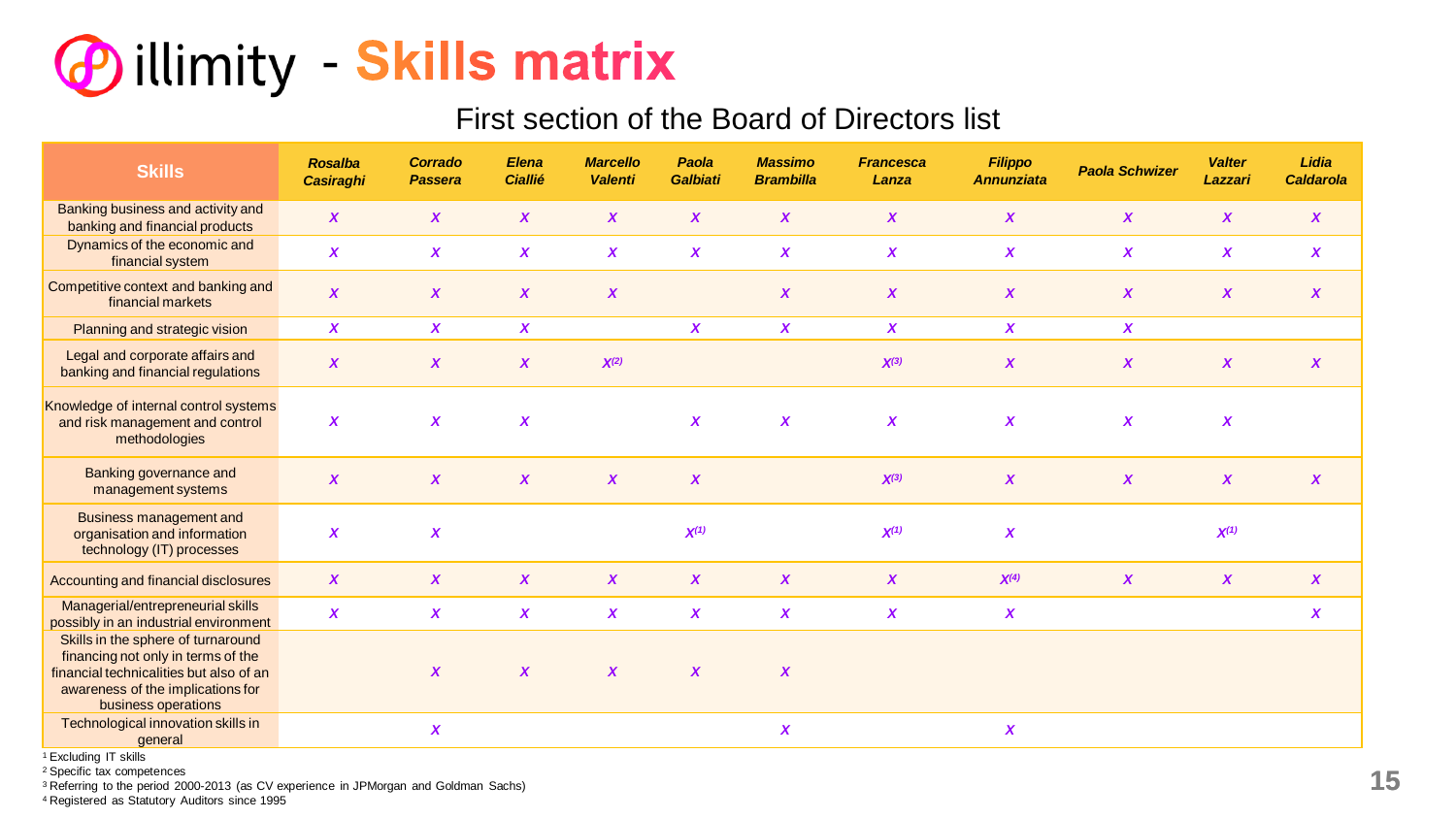# illimity - Skills matrix

## First section of the Board of Directors list

| Skills | *Rosalba Casiraghi* | *Corrado Passera* | *Elena Ciallié* | *Marcello Valenti* | *Paola Galbiati* | *Massimo Brambilla* | *Francesca Lanza* | *Filippo Annunziata* | *Paola Schwizer* | *Valter Lazzari* | *Lidia Caldarola* |
|---|---|---|---|---|---|---|---|---|---|---|---|
| Banking business and activity and banking and financial products | X | X | X | X | X | X | X | X | X | X | X |
| Dynamics of the economic and financial system | X | X | X | X | X | X | X | X | X | X | X |
| Competitive context and banking and financial markets | X | X | X | X | | X | X | X | X | X | X |
| Planning and strategic vision | X | X | X | | X | X | X | X | X | | |
| Legal and corporate affairs and banking and financial regulations | X | X | X | X[2] | | | X[3] | X | X | X | X |
| Knowledge of internal control systems and risk management and control methodologies | X | X | X | | X | X | X | X | X | X | |
| Banking governance and management systems | X | X | X | X | X | | X[3] | X | X | X | X |
| Business management and organisation and information technology (IT) processes | X | X | | | X[1] | | X[1] | X | | X[1] | |
| Accounting and financial disclosures | X | X | X | X | X | X | X | X[4] | X | X | X |
| Managerial/entrepreneurial skills possibly in an industrial environment | X | X | X | X | X | X | X | X | | | X |
| Skills in the sphere of turnaround financing not only in terms of the financial technicalities but also of an awareness of the implications for business operations | | X | X | X | X | X | | | | | |
| Technological innovation skills in general | | X | | | | X | | X | | | |

[1] Excluding IT skills

[2] Specific tax competences

[3] Referring to the period 2000-2013 (as CV experience in JPMorgan and Goldman Sachs)

[4] Registered as Statutory Auditors since 1995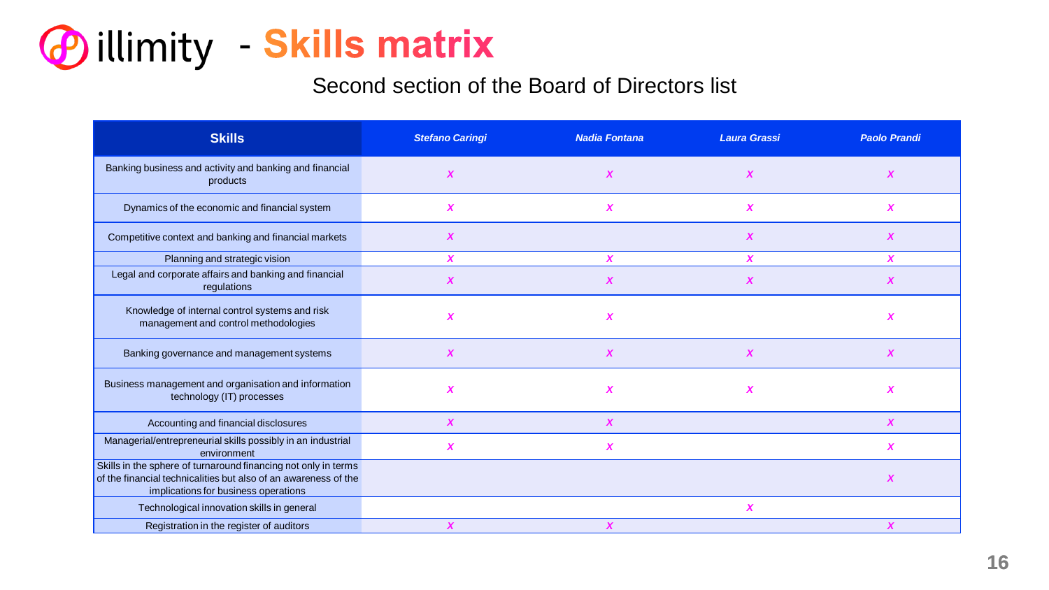# illimity - Skills matrix

Second section of the Board of Directors list

| Skills | *Stefano Caringi* | *Nadia Fontana* | *Laura Grassi* | *Paolo Prandi* |
|---|---|---|---|---|
| Banking business and activity and banking and financial products | *x* | *x* | *x* | *x* |
| Dynamics of the economic and financial system | *x* | *x* | *x* | *x* |
| Competitive context and banking and financial markets | *x* | | *x* | *x* |
| Planning and strategic vision | *x* | *x* | *x* | *x* |
| Legal and corporate affairs and banking and financial regulations | *x* | *x* | *x* | *x* |
| Knowledge of internal control systems and risk management and control methodologies | *x* | *x* | | *x* |
| Banking governance and management systems | *x* | *x* | *x* | *x* |
| Business management and organisation and information technology (IT) processes | *x* | *x* | *x* | *x* |
| Accounting and financial disclosures | *x* | *x* | | *x* |
| Managerial/entrepreneurial skills possibly in an industrial environment | *x* | *x* | | *x* |
| Skills in the sphere of turnaround financing not only in terms of the financial technicalities but also of an awareness of the implications for business operations | | | | *x* |
| Technological innovation skills in general | | | *x* | |
| Registration in the register of auditors | *x* | *x* | | *x* |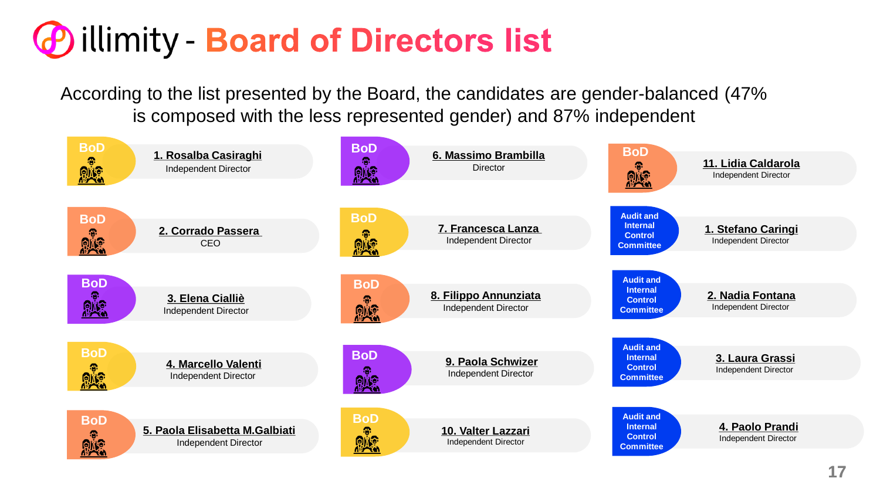# illimity - Board of Directors list

According to the list presented by the Board, the candidates are gender-balanced (47% is composed with the less represented gender) and 87% independent

**BoD**

1. **Rosalba Casiraghi** – Independent Director
2. **Corrado Passera** – CEO
3. **Elena Cialliè** – Independent Director
4. **Marcello Valenti** – Independent Director
5. **Paola Elisabetta M.Galbiati** – Independent Director
6. **Massimo Brambilla** – Director
7. **Francesca Lanza** – Independent Director
8. **Filippo Annunziata** – Independent Director
9. **Paola Schwizer** – Independent Director
10. **Valter Lazzari** – Independent Director
11. **Lidia Caldarola** – Independent Director

**Audit and Internal Control Committee**

1. **Stefano Caringi** – Independent Director
2. **Nadia Fontana** – Independent Director
3. **Laura Grassi** – Independent Director
4. **Paolo Prandi** – Independent Director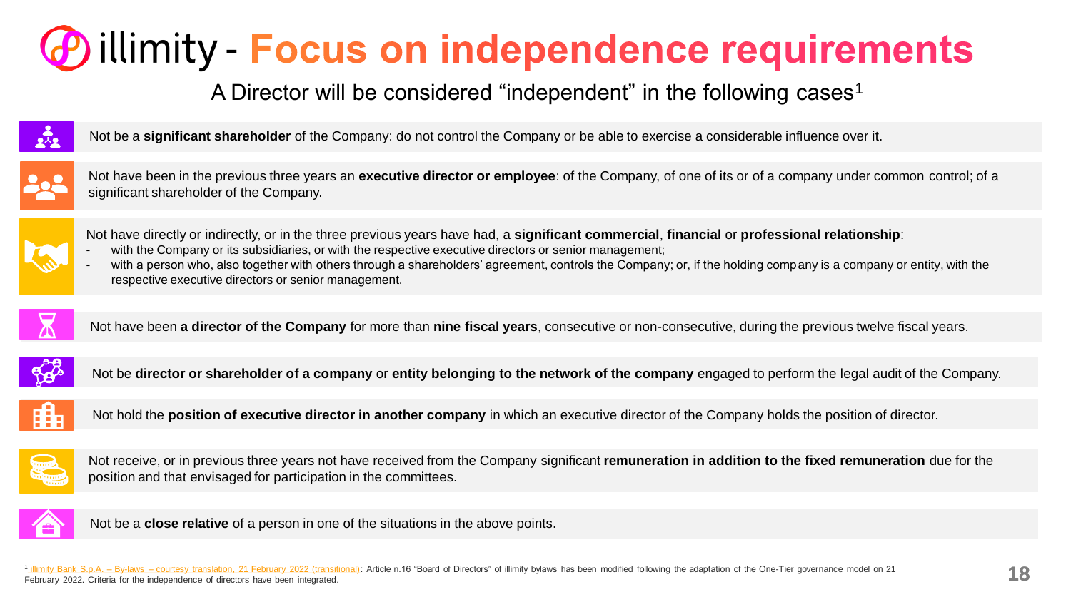# illimity - Focus on independence requirements

A Director will be considered "independent" in the following cases[1]

- Not be a **significant shareholder** of the Company: do not control the Company or be able to exercise a considerable influence over it.
- Not have been in the previous three years an **executive director or employee**: of the Company, of one of its or of a company under common control; of a significant shareholder of the Company.
- Not have directly or indirectly, or in the three previous years have had, a **significant commercial**, **financial** or **professional relationship**:
  - with the Company or its subsidiaries, or with the respective executive directors or senior management;
  - with a person who, also together with others through a shareholders' agreement, controls the Company; or, if the holding company is a company or entity, with the respective executive directors or senior management.
- Not have been **a director of the Company** for more than **nine fiscal years**, consecutive or non-consecutive, during the previous twelve fiscal years.
- Not be **director or shareholder of a company** or **entity belonging to the network of the company** engaged to perform the legal audit of the Company.
- Not hold the **position of executive director in another company** in which an executive director of the Company holds the position of director.
- Not receive, or in previous three years not have received from the Company significant **remuneration in addition to the fixed remuneration** due for the position and that envisaged for participation in the committees.
- Not be a **close relative** of a person in one of the situations in the above points.

[1] illimity Bank S.p.A. – By-laws – courtesy translation, 21 February 2022 (transitional): Article n.16 "Board of Directors" of illimity bylaws has been modified following the adaptation of the One-Tier governance model on 21 February 2022. Criteria for the independence of directors have been integrated.